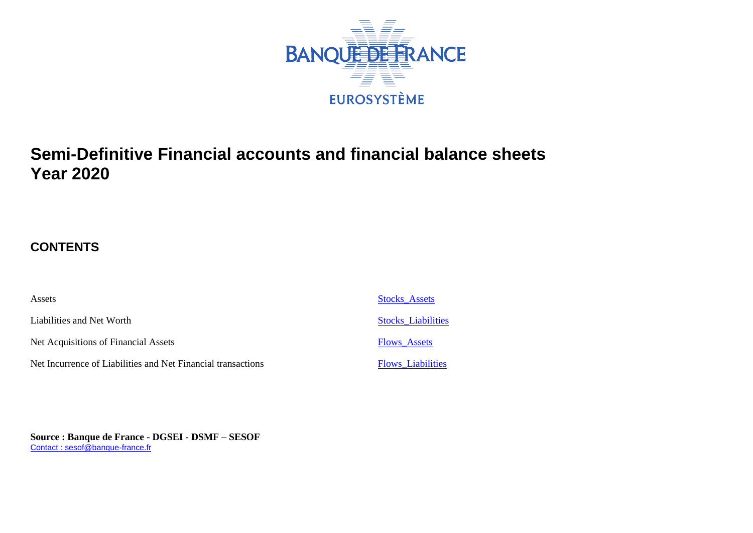BANQUE DE FRANCE

EUROSYSTÈME

# Semi-Definitive Financial accounts and financial balance sheets
# Year 2020

## CONTENTS

| | |
|---|---|
| Assets | Stocks_Assets |
| Liabilities and Net Worth | Stocks_Liabilities |
| Net Acquisitions of Financial Assets | Flows_Assets |
| Net Incurrence of Liabilities and Net Financial transactions | Flows_Liabilities |

**Source : Banque de France - DGSEI - DSMF – SESOF**
Contact : sesof@banque-france.fr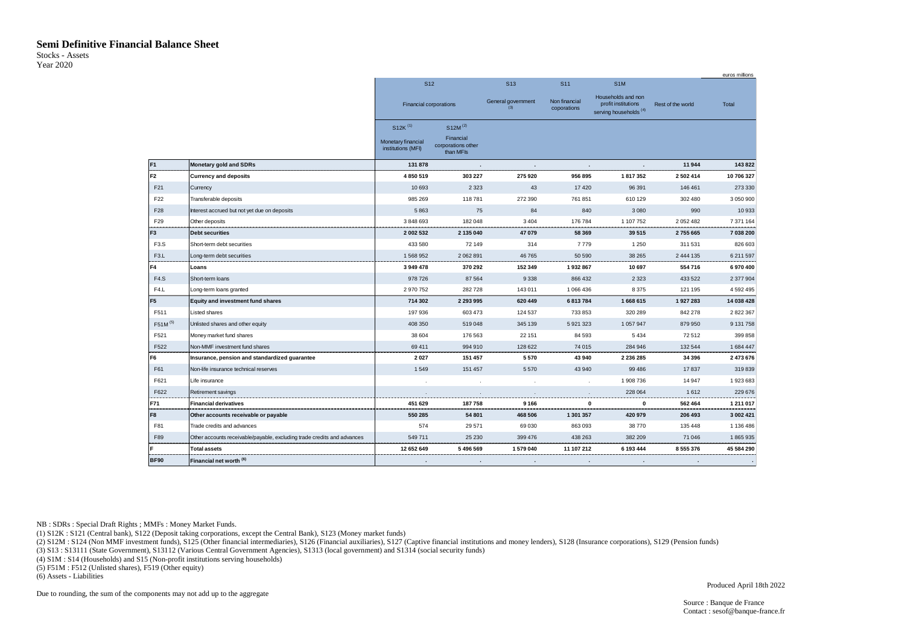# Semi Definitive Financial Balance Sheet

Stocks - Assets
Year 2020

euros millions

| | | S12 | | S13 | S11 | S1M | | |
|---|---|---|---|---|---|---|---|---|
| | | Financial corporations | | General government (3) | Non financial coporations | Households and non profit institutions serving households (4) | Rest of the world | Total |
| | | S12K (1) Monetary financial institutions (MFI) | S12M (2) Financial corporations other than MFIs | | | | | |
| **F1** | **Monetary gold and SDRs** | **131 878** | **.** | **.** | **.** | **.** | **11 944** | **143 822** |
| **F2** | **Currency and deposits** | **4 850 519** | **303 227** | **275 920** | **956 895** | **1 817 352** | **2 502 414** | **10 706 327** |
| F21 | Currency | 10 693 | 2 323 | 43 | 17 420 | 96 391 | 146 461 | 273 330 |
| F22 | Transferable deposits | 985 269 | 118 781 | 272 390 | 761 851 | 610 129 | 302 480 | 3 050 900 |
| F28 | Interest accrued but not yet due on deposits | 5 863 | 75 | 84 | 840 | 3 080 | 990 | 10 933 |
| F29 | Other deposits | 3 848 693 | 182 048 | 3 404 | 176 784 | 1 107 752 | 2 052 482 | 7 371 164 |
| **F3** | **Debt securities** | **2 002 532** | **2 135 040** | **47 079** | **58 369** | **39 515** | **2 755 665** | **7 038 200** |
| F3.S | Short-term debt securities | 433 580 | 72 149 | 314 | 7 779 | 1 250 | 311 531 | 826 603 |
| F3.L | Long-term debt securities | 1 568 952 | 2 062 891 | 46 765 | 50 590 | 38 265 | 2 444 135 | 6 211 597 |
| **F4** | **Loans** | **3 949 478** | **370 292** | **152 349** | **1 932 867** | **10 697** | **554 716** | **6 970 400** |
| F4.S | Short-term loans | 978 726 | 87 564 | 9 338 | 866 432 | 2 323 | 433 522 | 2 377 904 |
| F4.L | Long-term loans granted | 2 970 752 | 282 728 | 143 011 | 1 066 436 | 8 375 | 121 195 | 4 592 495 |
| **F5** | **Equity and investment fund shares** | **714 302** | **2 293 995** | **620 449** | **6 813 784** | **1 668 615** | **1 927 283** | **14 038 428** |
| F511 | Listed shares | 197 936 | 603 473 | 124 537 | 733 853 | 320 289 | 842 278 | 2 822 367 |
| F51M (5) | Unlisted shares and other equity | 408 350 | 519 048 | 345 139 | 5 921 323 | 1 057 947 | 879 950 | 9 131 758 |
| F521 | Money market fund shares | 38 604 | 176 563 | 22 151 | 84 593 | 5 434 | 72 512 | 399 858 |
| F522 | Non-MMF investment fund shares | 69 411 | 994 910 | 128 622 | 74 015 | 284 946 | 132 544 | 1 684 447 |
| **F6** | **Insurance, pension and standardized guarantee** | **2 027** | **151 457** | **5 570** | **43 940** | **2 236 285** | **34 396** | **2 473 676** |
| F61 | Non-life insurance technical reserves | 1 549 | 151 457 | 5 570 | 43 940 | 99 486 | 17 837 | 319 839 |
| F621 | Life insurance | . | . | . | . | 1 908 736 | 14 947 | 1 923 683 |
| F622 | Retirement savings | . | . | . | . | 228 064 | 1 612 | 229 676 |
| **F71** | **Financial derivatives** | **451 629** | **187 758** | **9 166** | **0** | **0** | **562 464** | **1 211 017** |
| **F8** | **Other accounts receivable or payable** | **550 285** | **54 801** | **468 506** | **1 301 357** | **420 979** | **206 493** | **3 002 421** |
| F81 | Trade credits and advances | 574 | 29 571 | 69 030 | 863 093 | 38 770 | 135 448 | 1 136 486 |
| F89 | Other accounts receivable/payable, excluding trade credits and advances | 549 711 | 25 230 | 399 476 | 438 263 | 382 209 | 71 046 | 1 865 935 |
| **F** | **Total assets** | **12 652 649** | **5 496 569** | **1 579 040** | **11 107 212** | **6 193 444** | **8 555 376** | **45 584 290** |
| **BF90** | **Financial net worth (6)** | **.** | **.** | **.** | **.** | **.** | **.** | **.** |

NB : SDRs : Special Draft Rights ; MMFs : Money Market Funds.
(1) S12K : S121 (Central bank), S122 (Deposit taking corporations, except the Central Bank), S123 (Money market funds)
(2) S12M : S124 (Non MMF investment funds), S125 (Other financial intermediaries), S126 (Financial auxiliaries), S127 (Captive financial institutions and money lenders), S128 (Insurance corporations), S129 (Pension funds)
(3) S13 : S13111 (State Government), S13112 (Various Central Government Agencies), S1313 (local government) and S1314 (social security funds)
(4) S1M : S14 (Households) and S15 (Non-profit institutions serving households)
(5) F51M : F512 (Unlisted shares), F519 (Other equity)
(6) Assets - Liabilities

Due to rounding, the sum of the components may not add up to the aggregate

Produced April 18th 2022

Source : Banque de France
Contact : sesof@banque-france.fr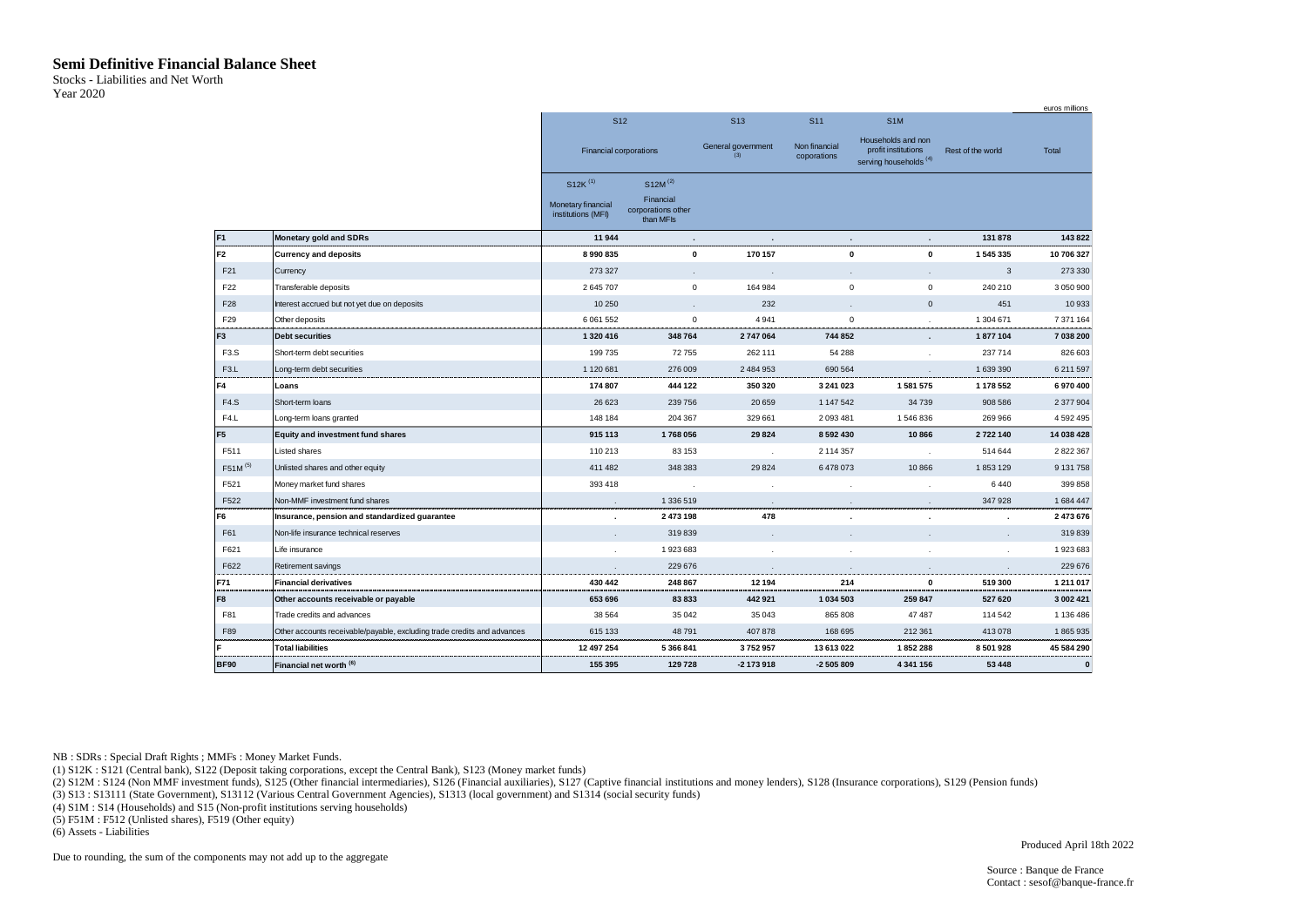# Semi Definitive Financial Balance Sheet

Stocks - Liabilities and Net Worth
Year 2020

euros millions

| | | S12 | | S13 | S11 | S1M | | |
|---|---|---|---|---|---|---|---|---|
| | | Financial corporations | | General government (3) | Non financial coporations | Households and non profit institutions serving households (4) | Rest of the world | Total |
| | | S12K (1) Monetary financial institutions (MFI) | S12M (2) Financial corporations other than MFIs | | | | | |
| **F1** | **Monetary gold and SDRs** | **11 944** | **.** | **.** | **.** | **.** | **131 878** | **143 822** |
| **F2** | **Currency and deposits** | **8 990 835** | **0** | **170 157** | **0** | **0** | **1 545 335** | **10 706 327** |
| F21 | Currency | 273 327 | . | . | . | . | 3 | 273 330 |
| F22 | Transferable deposits | 2 645 707 | 0 | 164 984 | 0 | 0 | 240 210 | 3 050 900 |
| F28 | Interest accrued but not yet due on deposits | 10 250 | . | 232 | . | 0 | 451 | 10 933 |
| F29 | Other deposits | 6 061 552 | 0 | 4 941 | 0 | . | 1 304 671 | 7 371 164 |
| **F3** | **Debt securities** | **1 320 416** | **348 764** | **2 747 064** | **744 852** | **.** | **1 877 104** | **7 038 200** |
| F3.S | Short-term debt securities | 199 735 | 72 755 | 262 111 | 54 288 | . | 237 714 | 826 603 |
| F3.L | Long-term debt securities | 1 120 681 | 276 009 | 2 484 953 | 690 564 | . | 1 639 390 | 6 211 597 |
| **F4** | **Loans** | **174 807** | **444 122** | **350 320** | **3 241 023** | **1 581 575** | **1 178 552** | **6 970 400** |
| F4.S | Short-term loans | 26 623 | 239 756 | 20 659 | 1 147 542 | 34 739 | 908 586 | 2 377 904 |
| F4.L | Long-term loans granted | 148 184 | 204 367 | 329 661 | 2 093 481 | 1 546 836 | 269 966 | 4 592 495 |
| **F5** | **Equity and investment fund shares** | **915 113** | **1 768 056** | **29 824** | **8 592 430** | **10 866** | **2 722 140** | **14 038 428** |
| F511 | Listed shares | 110 213 | 83 153 | . | 2 114 357 | . | 514 644 | 2 822 367 |
| F51M (5) | Unlisted shares and other equity | 411 482 | 348 383 | 29 824 | 6 478 073 | 10 866 | 1 853 129 | 9 131 758 |
| F521 | Money market fund shares | 393 418 | . | . | . | . | 6 440 | 399 858 |
| F522 | Non-MMF investment fund shares | . | 1 336 519 | . | . | . | 347 928 | 1 684 447 |
| **F6** | **Insurance, pension and standardized guarantee** | **.** | **2 473 198** | **478** | **.** | **.** | **.** | **2 473 676** |
| F61 | Non-life insurance technical reserves | . | 319 839 | . | . | . | . | 319 839 |
| F621 | Life insurance | . | 1 923 683 | . | . | . | . | 1 923 683 |
| F622 | Retirement savings | . | 229 676 | . | . | . | . | 229 676 |
| **F71** | **Financial derivatives** | **430 442** | **248 867** | **12 194** | **214** | **0** | **519 300** | **1 211 017** |
| **F8** | **Other accounts receivable or payable** | **653 696** | **83 833** | **442 921** | **1 034 503** | **259 847** | **527 620** | **3 002 421** |
| F81 | Trade credits and advances | 38 564 | 35 042 | 35 043 | 865 808 | 47 487 | 114 542 | 1 136 486 |
| F89 | Other accounts receivable/payable, excluding trade credits and advances | 615 133 | 48 791 | 407 878 | 168 695 | 212 361 | 413 078 | 1 865 935 |
| **F** | **Total liabilities** | **12 497 254** | **5 366 841** | **3 752 957** | **13 613 022** | **1 852 288** | **8 501 928** | **45 584 290** |
| **BF90** | **Financial net worth (6)** | **155 395** | **129 728** | **-2 173 918** | **-2 505 809** | **4 341 156** | **53 448** | **0** |

NB : SDRs : Special Draft Rights ; MMFs : Money Market Funds.
(1) S12K : S121 (Central bank), S122 (Deposit taking corporations, except the Central Bank), S123 (Money market funds)
(2) S12M : S124 (Non MMF investment funds), S125 (Other financial intermediaries), S126 (Financial auxiliaries), S127 (Captive financial institutions and money lenders), S128 (Insurance corporations), S129 (Pension funds)
(3) S13 : S13111 (State Government), S13112 (Various Central Government Agencies), S1313 (local government) and S1314 (social security funds)
(4) S1M : S14 (Households) and S15 (Non-profit institutions serving households)
(5) F51M : F512 (Unlisted shares), F519 (Other equity)
(6) Assets - Liabilities

Due to rounding, the sum of the components may not add up to the aggregate

Produced April 18th 2022

Source : Banque de France
Contact : sesof@banque-france.fr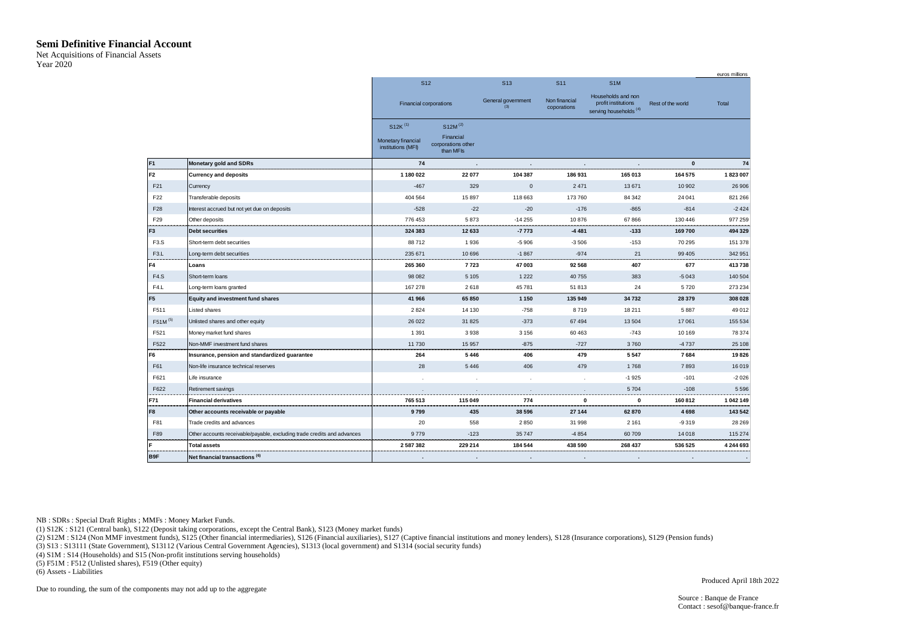# Semi Definitive Financial Account

Net Acquisitions of Financial Assets

Year 2020

euros millions

| | | S12 | | S13 | S11 | S1M | | |
|---|---|---|---|---|---|---|---|---|
| | | Financial corporations | | General government (3) | Non financial coporations | Households and non profit institutions serving households (4) | Rest of the world | Total |
| | | S12K (1) Monetary financial institutions (MFI) | S12M (2) Financial corporations other than MFIs | | | | | |
| **F1** | **Monetary gold and SDRs** | **74** | **.** | **.** | **.** | **.** | **0** | **74** |
| **F2** | **Currency and deposits** | **1 180 022** | **22 077** | **104 387** | **186 931** | **165 013** | **164 575** | **1 823 007** |
| F21 | Currency | -467 | 329 | 0 | 2 471 | 13 671 | 10 902 | 26 906 |
| F22 | Transferable deposits | 404 564 | 15 897 | 118 663 | 173 760 | 84 342 | 24 041 | 821 266 |
| F28 | Interest accrued but not yet due on deposits | -528 | -22 | -20 | -176 | -865 | -814 | -2 424 |
| F29 | Other deposits | 776 453 | 5 873 | -14 255 | 10 876 | 67 866 | 130 446 | 977 259 |
| **F3** | **Debt securities** | **324 383** | **12 633** | **-7 773** | **-4 481** | **-133** | **169 700** | **494 329** |
| F3.S | Short-term debt securities | 88 712 | 1 936 | -5 906 | -3 506 | -153 | 70 295 | 151 378 |
| F3.L | Long-term debt securities | 235 671 | 10 696 | -1 867 | -974 | 21 | 99 405 | 342 951 |
| **F4** | **Loans** | **265 360** | **7 723** | **47 003** | **92 568** | **407** | **677** | **413 738** |
| F4.S | Short-term loans | 98 082 | 5 105 | 1 222 | 40 755 | 383 | -5 043 | 140 504 |
| F4.L | Long-term loans granted | 167 278 | 2 618 | 45 781 | 51 813 | 24 | 5 720 | 273 234 |
| **F5** | **Equity and investment fund shares** | **41 966** | **65 850** | **1 150** | **135 949** | **34 732** | **28 379** | **308 028** |
| F511 | Listed shares | 2 824 | 14 130 | -758 | 8 719 | 18 211 | 5 887 | 49 012 |
| F51M (5) | Unlisted shares and other equity | 26 022 | 31 825 | -373 | 67 494 | 13 504 | 17 061 | 155 534 |
| F521 | Money market fund shares | 1 391 | 3 938 | 3 156 | 60 463 | -743 | 10 169 | 78 374 |
| F522 | Non-MMF investment fund shares | 11 730 | 15 957 | -875 | -727 | 3 760 | -4 737 | 25 108 |
| **F6** | **Insurance, pension and standardized guarantee** | **264** | **5 446** | **406** | **479** | **5 547** | **7 684** | **19 826** |
| F61 | Non-life insurance technical reserves | 28 | 5 446 | 406 | 479 | 1 768 | 7 893 | 16 019 |
| F621 | Life insurance | . | . | . | . | -1 925 | -101 | -2 026 |
| F622 | Retirement savings | . | . | . | . | 5 704 | -108 | 5 596 |
| **F71** | **Financial derivatives** | **765 513** | **115 049** | **774** | **0** | **0** | **160 812** | **1 042 149** |
| **F8** | **Other accounts receivable or payable** | **9 799** | **435** | **38 596** | **27 144** | **62 870** | **4 698** | **143 542** |
| F81 | Trade credits and advances | 20 | 558 | 2 850 | 31 998 | 2 161 | -9 319 | 28 269 |
| F89 | Other accounts receivable/payable, excluding trade credits and advances | 9 779 | -123 | 35 747 | -4 854 | 60 709 | 14 018 | 115 274 |
| **F** | **Total assets** | **2 587 382** | **229 214** | **184 544** | **438 590** | **268 437** | **536 525** | **4 244 693** |
| **B9F** | **Net financial transactions (6)** | **.** | **.** | **.** | **.** | **.** | **.** | **.** |

NB : SDRs : Special Draft Rights ; MMFs : Money Market Funds.

(1) S12K : S121 (Central bank), S122 (Deposit taking corporations, except the Central Bank), S123 (Money market funds)

(2) S12M : S124 (Non MMF investment funds), S125 (Other financial intermediaries), S126 (Financial auxiliaries), S127 (Captive financial institutions and money lenders), S128 (Insurance corporations), S129 (Pension funds)

(3) S13 : S13111 (State Government), S13112 (Various Central Government Agencies), S1313 (local government) and S1314 (social security funds)

(4) S1M : S14 (Households) and S15 (Non-profit institutions serving households)

(5) F51M : F512 (Unlisted shares), F519 (Other equity)

(6) Assets - Liabilities

Due to rounding, the sum of the components may not add up to the aggregate

Produced April 18th 2022

Source : Banque de France

Contact : sesof@banque-france.fr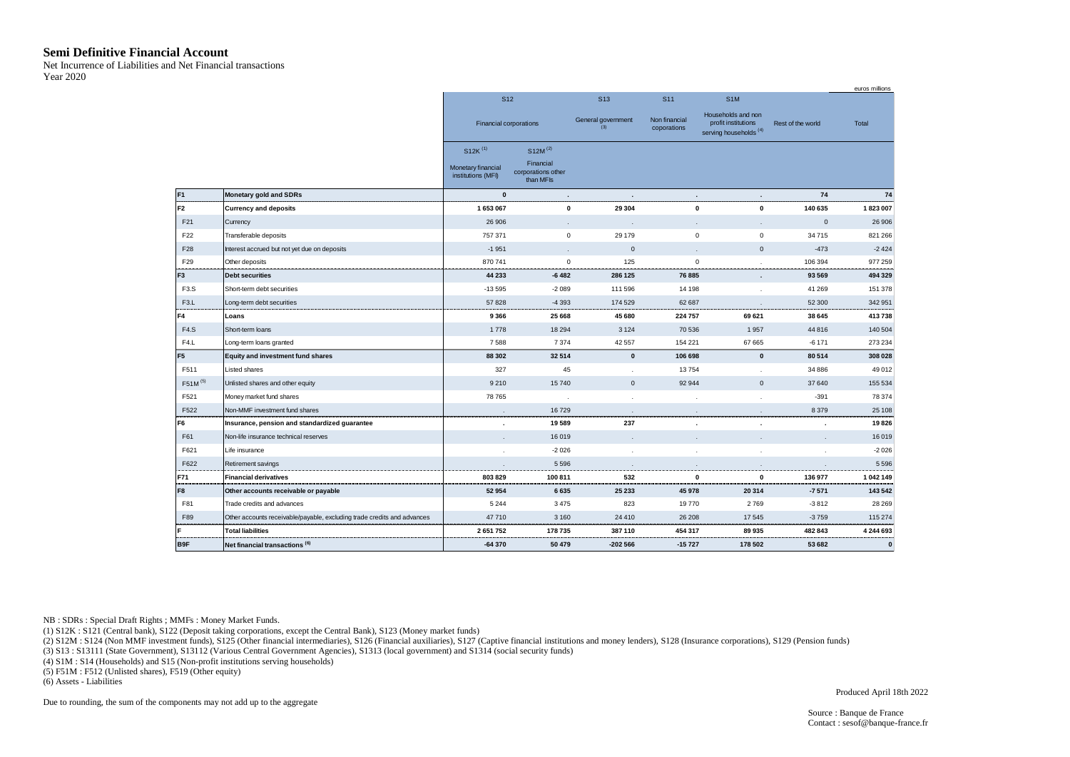# Semi Definitive Financial Account

Net Incurrence of Liabilities and Net Financial transactions

Year 2020

euros millions

| | | S12 | | S13 | S11 | S1M | | |
|---|---|---|---|---|---|---|---|---|
| | | Financial corporations | | General government (3) | Non financial coporations | Households and non profit institutions serving households (4) | Rest of the world | Total |
| | | S12K (1) Monetary financial institutions (MFI) | S12M (2) Financial corporations other than MFIs | | | | | |
| **F1** | **Monetary gold and SDRs** | **0** | **.** | **.** | **.** | **.** | **74** | **74** |
| **F2** | **Currency and deposits** | **1 653 067** | **0** | **29 304** | **0** | **0** | **140 635** | **1 823 007** |
| F21 | Currency | 26 906 | . | . | . | . | 0 | 26 906 |
| F22 | Transferable deposits | 757 371 | 0 | 29 179 | 0 | 0 | 34 715 | 821 266 |
| F28 | Interest accrued but not yet due on deposits | -1 951 | . | 0 | . | 0 | -473 | -2 424 |
| F29 | Other deposits | 870 741 | 0 | 125 | 0 | . | 106 394 | 977 259 |
| **F3** | **Debt securities** | **44 233** | **-6 482** | **286 125** | **76 885** | **.** | **93 569** | **494 329** |
| F3.S | Short-term debt securities | -13 595 | -2 089 | 111 596 | 14 198 | . | 41 269 | 151 378 |
| F3.L | Long-term debt securities | 57 828 | -4 393 | 174 529 | 62 687 | . | 52 300 | 342 951 |
| **F4** | **Loans** | **9 366** | **25 668** | **45 680** | **224 757** | **69 621** | **38 645** | **413 738** |
| F4.S | Short-term loans | 1 778 | 18 294 | 3 124 | 70 536 | 1 957 | 44 816 | 140 504 |
| F4.L | Long-term loans granted | 7 588 | 7 374 | 42 557 | 154 221 | 67 665 | -6 171 | 273 234 |
| **F5** | **Equity and investment fund shares** | **88 302** | **32 514** | **0** | **106 698** | **0** | **80 514** | **308 028** |
| F511 | Listed shares | 327 | 45 | . | 13 754 | . | 34 886 | 49 012 |
| F51M (5) | Unlisted shares and other equity | 9 210 | 15 740 | 0 | 92 944 | 0 | 37 640 | 155 534 |
| F521 | Money market fund shares | 78 765 | . | . | . | . | -391 | 78 374 |
| F522 | Non-MMF investment fund shares | . | 16 729 | . | . | . | 8 379 | 25 108 |
| **F6** | **Insurance, pension and standardized guarantee** | **.** | **19 589** | **237** | **.** | **.** | **.** | **19 826** |
| F61 | Non-life insurance technical reserves | . | 16 019 | . | . | . | . | 16 019 |
| F621 | Life insurance | . | -2 026 | . | . | . | . | -2 026 |
| F622 | Retirement savings | . | 5 596 | . | . | . | . | 5 596 |
| **F71** | **Financial derivatives** | **803 829** | **100 811** | **532** | **0** | **0** | **136 977** | **1 042 149** |
| **F8** | **Other accounts receivable or payable** | **52 954** | **6 635** | **25 233** | **45 978** | **20 314** | **-7 571** | **143 542** |
| F81 | Trade credits and advances | 5 244 | 3 475 | 823 | 19 770 | 2 769 | -3 812 | 28 269 |
| F89 | Other accounts receivable/payable, excluding trade credits and advances | 47 710 | 3 160 | 24 410 | 26 208 | 17 545 | -3 759 | 115 274 |
| **F** | **Total liabilities** | **2 651 752** | **178 735** | **387 110** | **454 317** | **89 935** | **482 843** | **4 244 693** |
| **B9F** | **Net financial transactions (6)** | **-64 370** | **50 479** | **-202 566** | **-15 727** | **178 502** | **53 682** | **0** |

NB : SDRs : Special Draft Rights ; MMFs : Money Market Funds.

(1) S12K : S121 (Central bank), S122 (Deposit taking corporations, except the Central Bank), S123 (Money market funds)

(2) S12M : S124 (Non MMF investment funds), S125 (Other financial intermediaries), S126 (Financial auxiliaries), S127 (Captive financial institutions and money lenders), S128 (Insurance corporations), S129 (Pension funds)

(3) S13 : S13111 (State Government), S13112 (Various Central Government Agencies), S1313 (local government) and S1314 (social security funds)

(4) S1M : S14 (Households) and S15 (Non-profit institutions serving households)

(5) F51M : F512 (Unlisted shares), F519 (Other equity)

(6) Assets - Liabilities

Due to rounding, the sum of the components may not add up to the aggregate

Produced April 18th 2022

Source : Banque de France
Contact : sesof@banque-france.fr